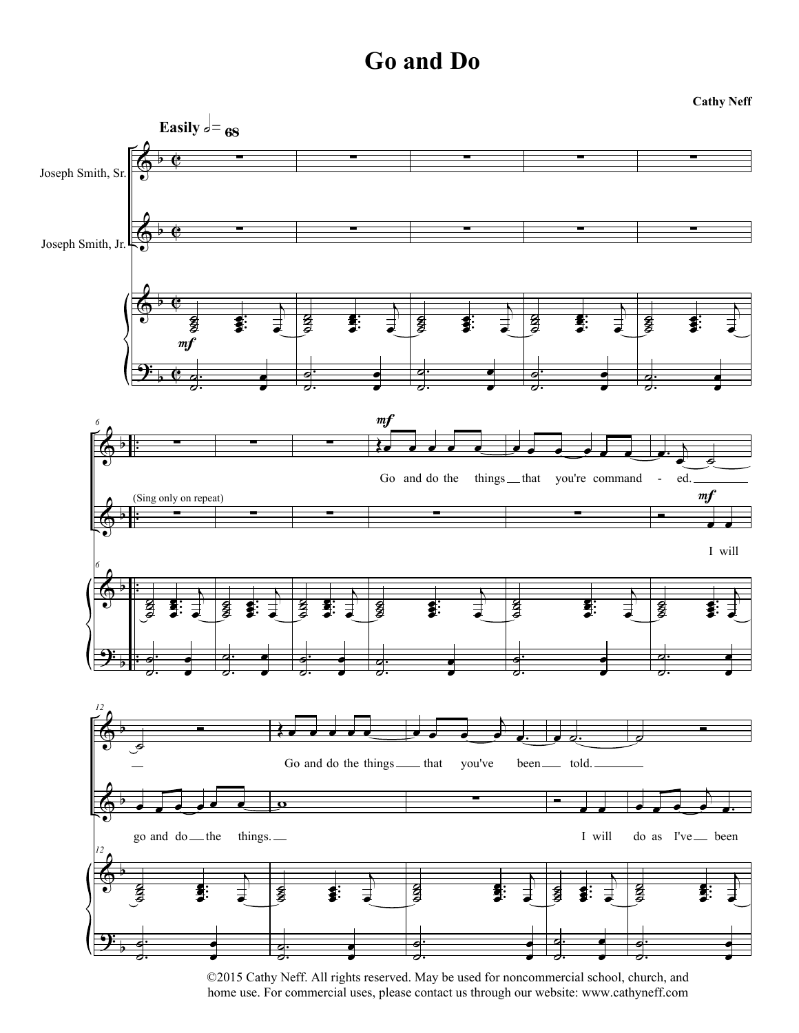# Go and Do

**Cathy Neff**

**Easily** 𝅗𝅥 = 68

Joseph Smith, Sr.

Joseph Smith, Jr.

(Sing only on repeat)

Go and do the things that you're command - ed.

I will go and do the things.

Go and do the things that you've been told.

I will do as I've been

©2015 Cathy Neff. All rights reserved. May be used for noncommercial school, church, and home use. For commercial uses, please contact us through our website: www.cathyneff.com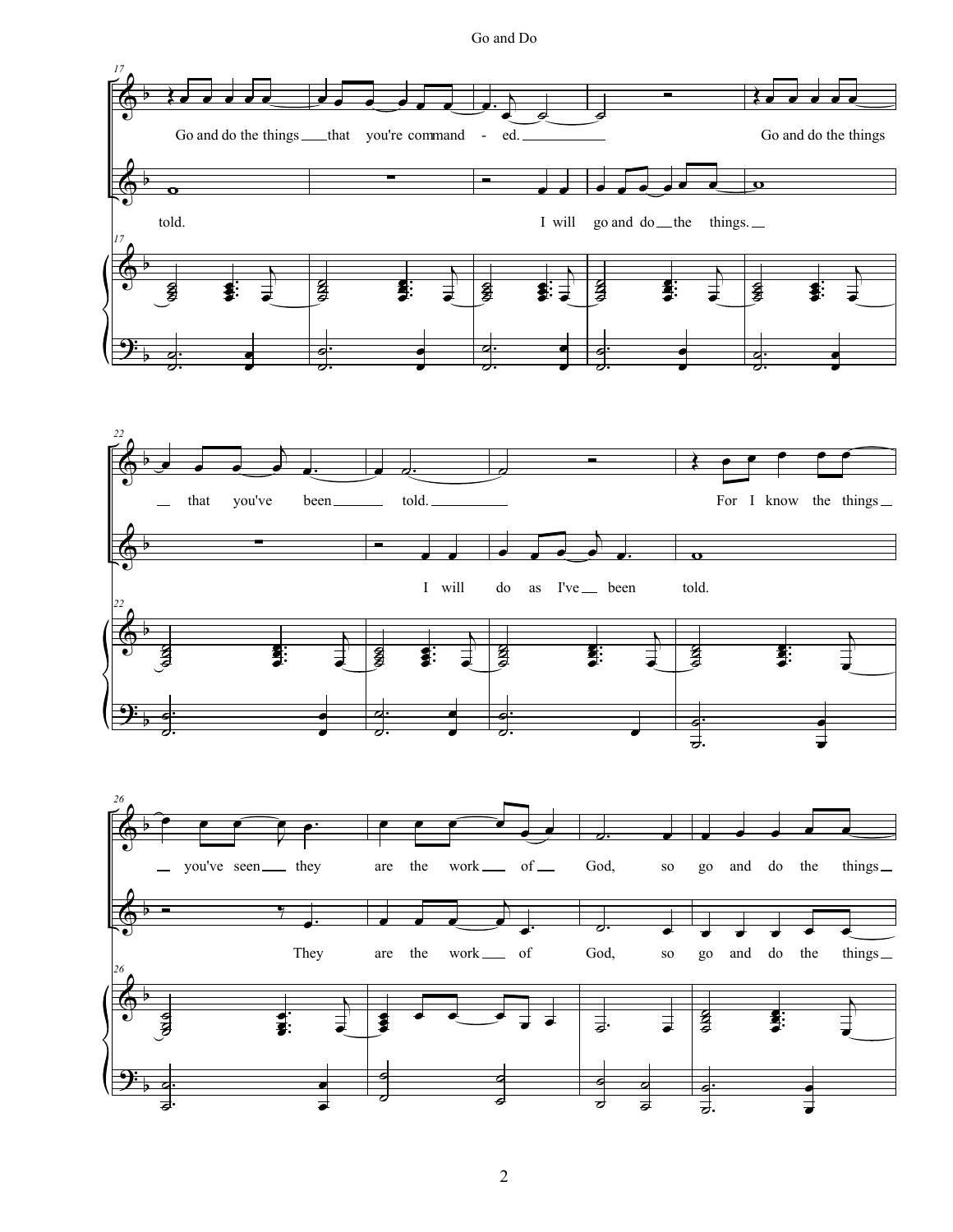Go and do the things \_\_\_\_ that you're command - ed. \_\_\_\_\_\_\_\_\_\_ Go and do the things

told. I will go and do \_\_ the things. \_\_

\_\_ that you've been \_\_\_\_\_\_ told. \_\_\_\_\_\_\_\_\_\_ For I know the things \_\_

I will do as I've \_\_ been told.

\_\_ you've seen \_\_\_ they are the work \_\_\_ of \_\_ God, so go and do the things \_\_

They are the work \_\_\_ of God, so go and do the things \_\_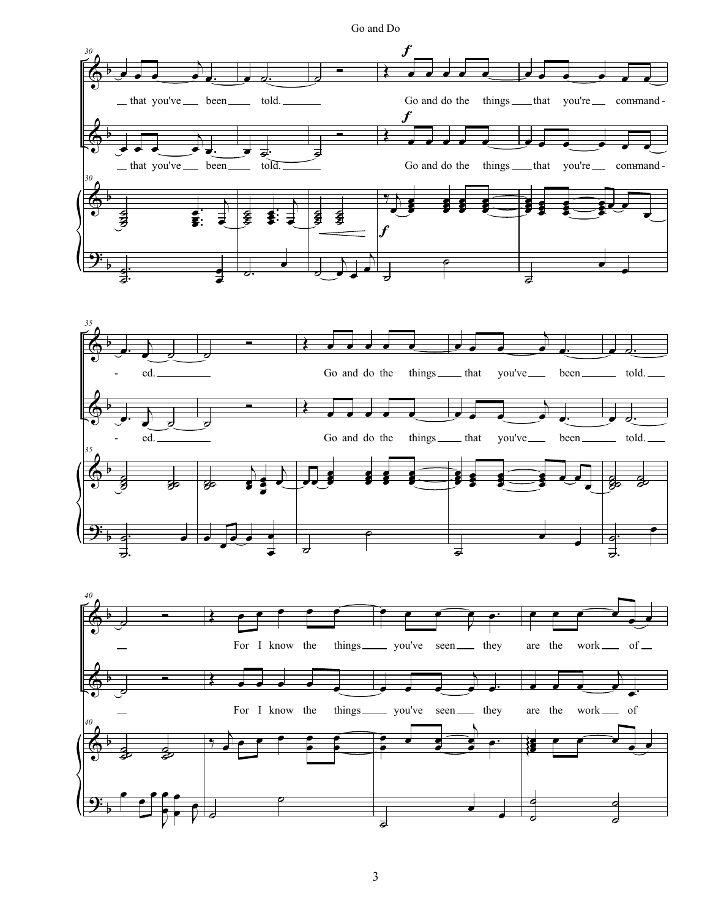that you've been told.

Go and do the things that you're command-ed.

Go and do the things that you've been told.

For I know the things you've seen they are the work of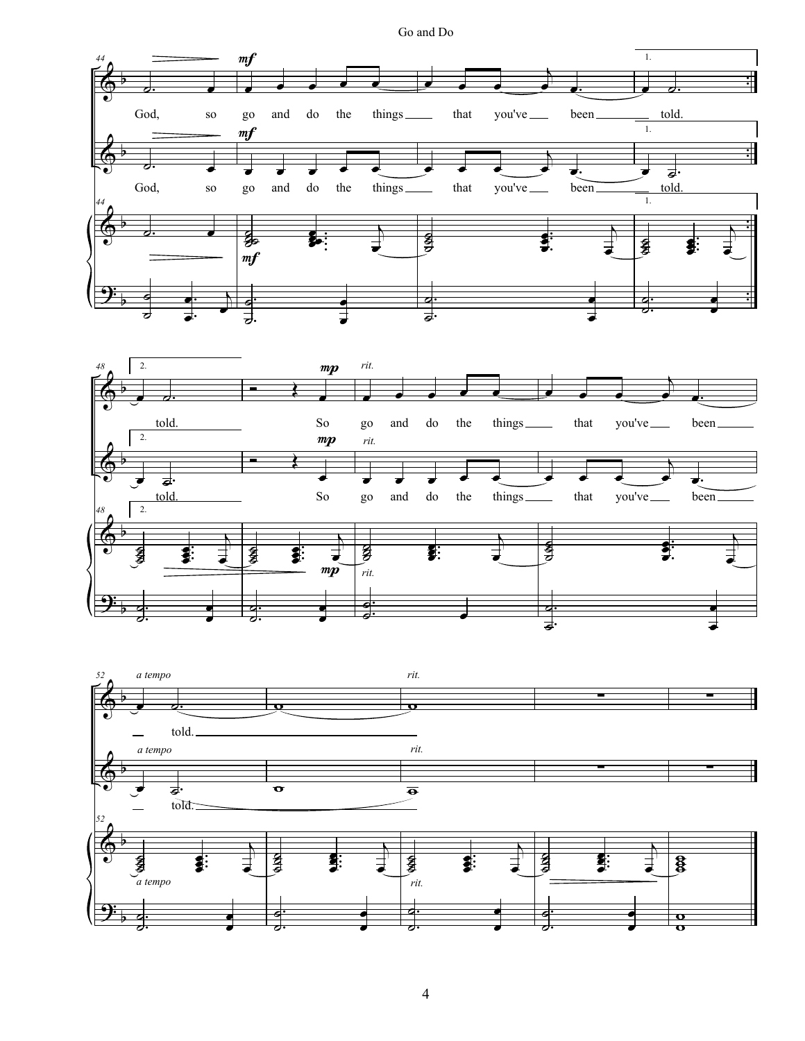mf

1.

God, so go and do the things that you've been told.

2.

told.

mp

rit.

So go and do the things that you've been

a tempo

rit.

told.